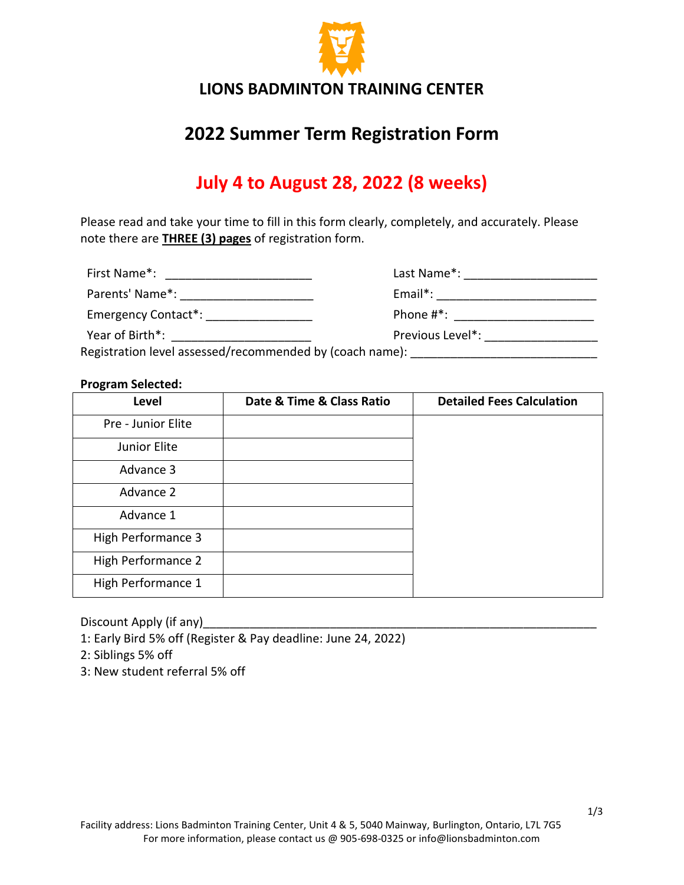# LIONS BADMINTON TRAINING CENTER

## 2022 Summer Term Registration Form

## July 4 to August 28, 2022 (8 weeks)

Please read and take your time to fill in this form clearly, completely, and accurately. Please note there are **THREE (3) pages** of registration form.

First Name*: ______________________ Last Name*: ___________________

Parents' Name*: ____________________ Email*: ________________________

Emergency Contact*: ________________ Phone #*: _____________________

Year of Birth*: _____________________ Previous Level*: ________________

Registration level assessed/recommended by (coach name): ____________________________

**Program Selected:**

| Level | Date & Time & Class Ratio | Detailed Fees Calculation |
|---|---|---|
| Pre - Junior Elite | | |
| Junior Elite | | |
| Advance 3 | | |
| Advance 2 | | |
| Advance 1 | | |
| High Performance 3 | | |
| High Performance 2 | | |
| High Performance 1 | | |

Discount Apply (if any)_____________________________________________________________

1: Early Bird 5% off (Register & Pay deadline: June 24, 2022)

2: Siblings 5% off

3: New student referral 5% off

Facility address: Lions Badminton Training Center, Unit 4 & 5, 5040 Mainway, Burlington, Ontario, L7L 7G5
For more information, please contact us @ 905-698-0325 or info@lionsbadminton.com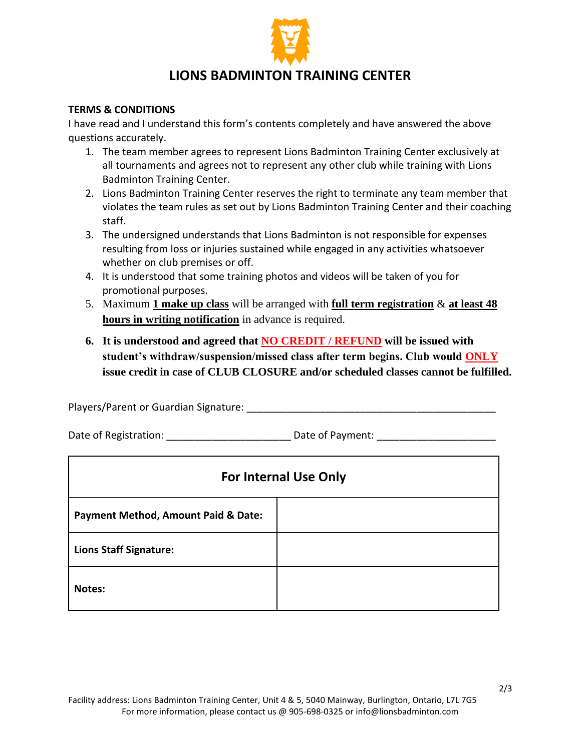# LIONS BADMINTON TRAINING CENTER

**TERMS & CONDITIONS**

I have read and I understand this form's contents completely and have answered the above questions accurately.

1. The team member agrees to represent Lions Badminton Training Center exclusively at all tournaments and agrees not to represent any other club while training with Lions Badminton Training Center.
2. Lions Badminton Training Center reserves the right to terminate any team member that violates the team rules as set out by Lions Badminton Training Center and their coaching staff.
3. The undersigned understands that Lions Badminton is not responsible for expenses resulting from loss or injuries sustained while engaged in any activities whatsoever whether on club premises or off.
4. It is understood that some training photos and videos will be taken of you for promotional purposes.
5. Maximum **1 make up class** will be arranged with **full term registration** & **at least 48 hours in writing notification** in advance is required.
6. **It is understood and agreed that NO CREDIT / REFUND will be issued with student's withdraw/suspension/missed class after term begins. Club would ONLY issue credit in case of CLUB CLOSURE and/or scheduled classes cannot be fulfilled.**

Players/Parent or Guardian Signature: ____________________________________________

Date of Registration: ______________________ Date of Payment: _____________________

| For Internal Use Only | |
|---|---|
| **Payment Method, Amount Paid & Date:** | |
| **Lions Staff Signature:** | |
| **Notes:** | |

Facility address: Lions Badminton Training Center, Unit 4 & 5, 5040 Mainway, Burlington, Ontario, L7L 7G5
For more information, please contact us @ 905-698-0325 or info@lionsbadminton.com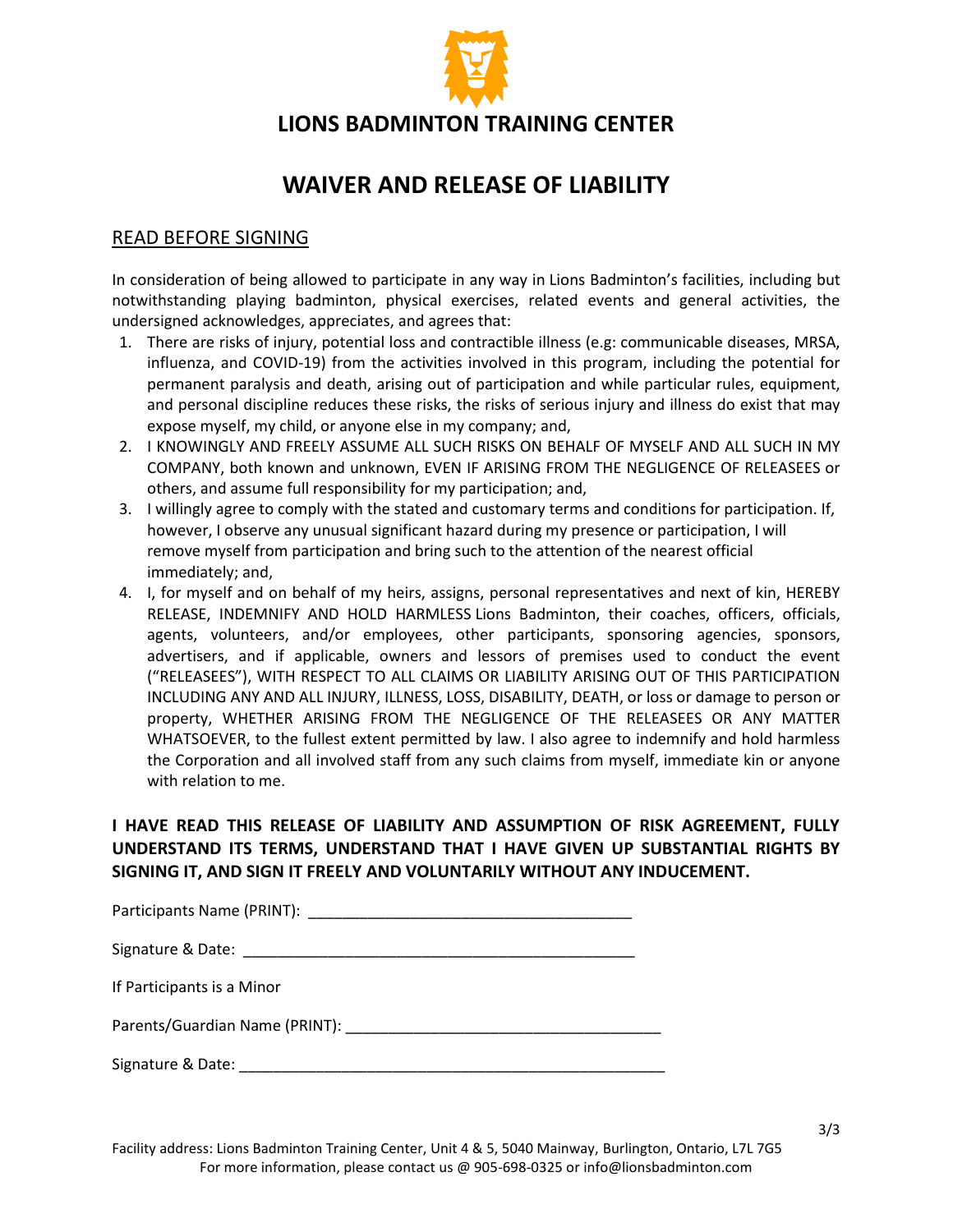# LIONS BADMINTON TRAINING CENTER

## WAIVER AND RELEASE OF LIABILITY

READ BEFORE SIGNING

In consideration of being allowed to participate in any way in Lions Badminton's facilities, including but notwithstanding playing badminton, physical exercises, related events and general activities, the undersigned acknowledges, appreciates, and agrees that:

1. There are risks of injury, potential loss and contractible illness (e.g: communicable diseases, MRSA, influenza, and COVID-19) from the activities involved in this program, including the potential for permanent paralysis and death, arising out of participation and while particular rules, equipment, and personal discipline reduces these risks, the risks of serious injury and illness do exist that may expose myself, my child, or anyone else in my company; and,
2. I KNOWINGLY AND FREELY ASSUME ALL SUCH RISKS ON BEHALF OF MYSELF AND ALL SUCH IN MY COMPANY, both known and unknown, EVEN IF ARISING FROM THE NEGLIGENCE OF RELEASEES or others, and assume full responsibility for my participation; and,
3. I willingly agree to comply with the stated and customary terms and conditions for participation. If, however, I observe any unusual significant hazard during my presence or participation, I will remove myself from participation and bring such to the attention of the nearest official immediately; and,
4. I, for myself and on behalf of my heirs, assigns, personal representatives and next of kin, HEREBY RELEASE, INDEMNIFY AND HOLD HARMLESS Lions Badminton, their coaches, officers, officials, agents, volunteers, and/or employees, other participants, sponsoring agencies, sponsors, advertisers, and if applicable, owners and lessors of premises used to conduct the event ("RELEASEES"), WITH RESPECT TO ALL CLAIMS OR LIABILITY ARISING OUT OF THIS PARTICIPATION INCLUDING ANY AND ALL INJURY, ILLNESS, LOSS, DISABILITY, DEATH, or loss or damage to person or property, WHETHER ARISING FROM THE NEGLIGENCE OF THE RELEASEES OR ANY MATTER WHATSOEVER, to the fullest extent permitted by law. I also agree to indemnify and hold harmless the Corporation and all involved staff from any such claims from myself, immediate kin or anyone with relation to me.

**I HAVE READ THIS RELEASE OF LIABILITY AND ASSUMPTION OF RISK AGREEMENT, FULLY UNDERSTAND ITS TERMS, UNDERSTAND THAT I HAVE GIVEN UP SUBSTANTIAL RIGHTS BY SIGNING IT, AND SIGN IT FREELY AND VOLUNTARILY WITHOUT ANY INDUCEMENT.**

Participants Name (PRINT): ______________________________________

Signature & Date: ______________________________________________

If Participants is a Minor

Parents/Guardian Name (PRINT): _____________________________________

Signature & Date: __________________________________________________

Facility address: Lions Badminton Training Center, Unit 4 & 5, 5040 Mainway, Burlington, Ontario, L7L 7G5
For more information, please contact us @ 905-698-0325 or info@lionsbadminton.com